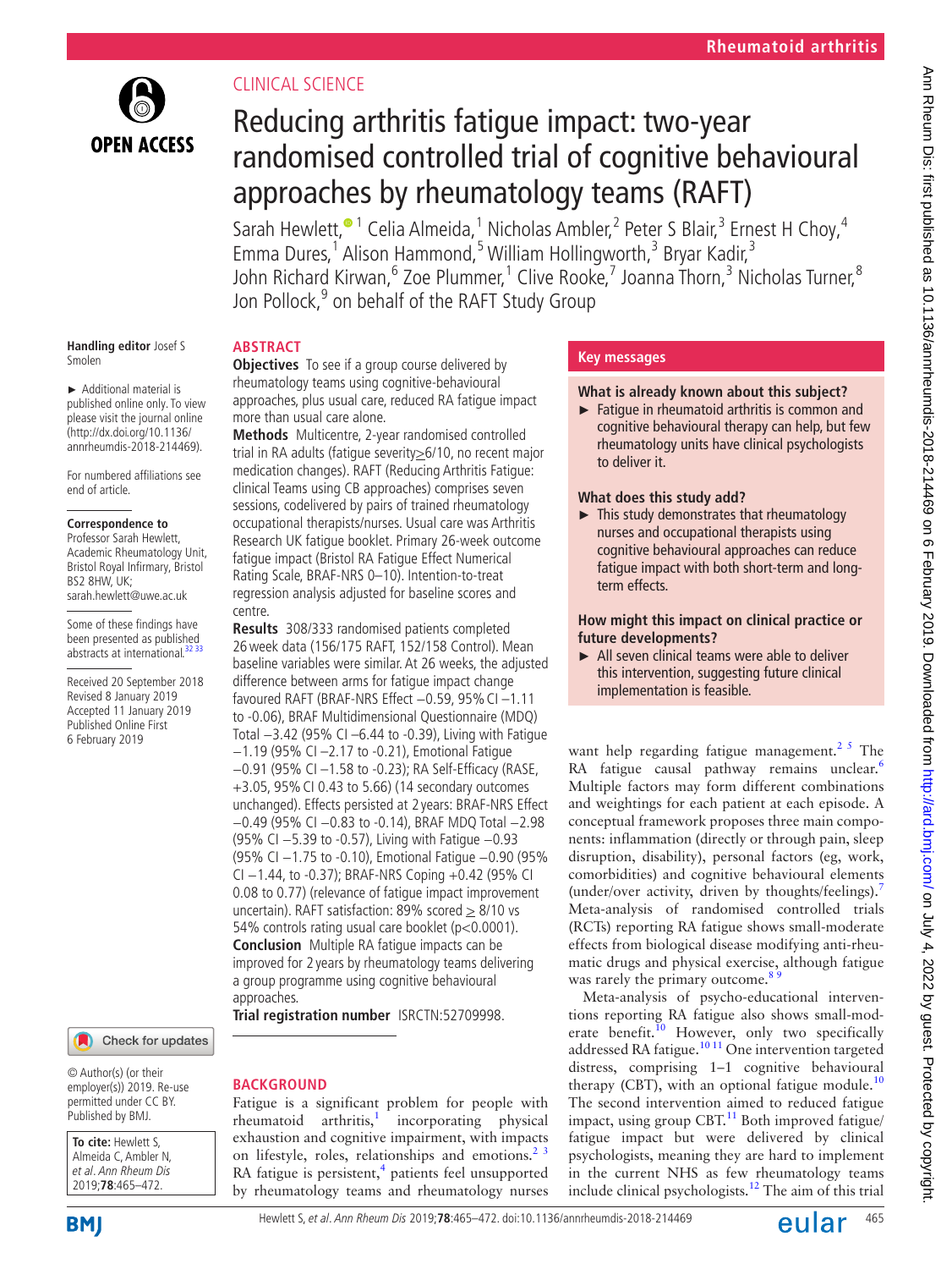CLINICAL SCIENCE

# Reducing arthritis fatigue impact: two-year randomised controlled trial of cognitive behavioural approaches by rheumatology teams (RAFT)

Sarah Hewlett,[1] Celia Almeida,[1] Nicholas Ambler,[2] Peter S Blair,[3] Ernest H Choy,[4] Emma Dures,[1] Alison Hammond,[5] William Hollingworth,[3] Bryar Kadir,[3] John Richard Kirwan,[6] Zoe Plummer,[1] Clive Rooke,[7] Joanna Thorn,[3] Nicholas Turner,[8] Jon Pollock,[9] on behalf of the RAFT Study Group

Handling editor Josef S Smolen

► Additional material is published online only. To view please visit the journal online (http://dx.doi.org/10.1136/annrheumdis-2018-214469).

For numbered affiliations see end of article.

**Correspondence to**
Professor Sarah Hewlett, Academic Rheumatology Unit, Bristol Royal Infirmary, Bristol BS2 8HW, UK; sarah.hewlett@uwe.ac.uk

Some of these findings have been presented as published abstracts at international.[32 33]

Received 20 September 2018
Revised 8 January 2019
Accepted 11 January 2019
Published Online First 6 February 2019

## ABSTRACT

**Objectives** To see if a group course delivered by rheumatology teams using cognitive-behavioural approaches, plus usual care, reduced RA fatigue impact more than usual care alone.

**Methods** Multicentre, 2-year randomised controlled trial in RA adults (fatigue severity≥6/10, no recent major medication changes). RAFT (Reducing Arthritis Fatigue: clinical Teams using CB approaches) comprises seven sessions, codelivered by pairs of trained rheumatology occupational therapists/nurses. Usual care was Arthritis Research UK fatigue booklet. Primary 26-week outcome fatigue impact (Bristol RA Fatigue Effect Numerical Rating Scale, BRAF-NRS 0–10). Intention-to-treat regression analysis adjusted for baseline scores and centre.

**Results** 308/333 randomised patients completed 26 week data (156/175 RAFT, 152/158 Control). Mean baseline variables were similar. At 26 weeks, the adjusted difference between arms for fatigue impact change favoured RAFT (BRAF-NRS Effect −0.59, 95% CI −1.11 to -0.06), BRAF Multidimensional Questionnaire (MDQ) Total −3.42 (95% CI −6.44 to -0.39), Living with Fatigue −1.19 (95% CI −2.17 to -0.21), Emotional Fatigue −0.91 (95% CI −1.58 to -0.23); RA Self-Efficacy (RASE, +3.05, 95% CI 0.43 to 5.66) (14 secondary outcomes unchanged). Effects persisted at 2 years: BRAF-NRS Effect −0.49 (95% CI −0.83 to -0.14), BRAF MDQ Total −2.98 (95% CI −5.39 to -0.57), Living with Fatigue −0.93 (95% CI −1.75 to -0.10), Emotional Fatigue −0.90 (95% CI −1.44, to -0.37); BRAF-NRS Coping +0.42 (95% CI 0.08 to 0.77) (relevance of fatigue impact improvement uncertain). RAFT satisfaction: 89% scored ≥ 8/10 vs 54% controls rating usual care booklet (p<0.0001).

**Conclusion** Multiple RA fatigue impacts can be improved for 2 years by rheumatology teams delivering a group programme using cognitive behavioural approaches.

**Trial registration number** ISRCTN:52709998.

## Key messages

**What is already known about this subject?**

► Fatigue in rheumatoid arthritis is common and cognitive behavioural therapy can help, but few rheumatology units have clinical psychologists to deliver it.

**What does this study add?**

► This study demonstrates that rheumatology nurses and occupational therapists using cognitive behavioural approaches can reduce fatigue impact with both short-term and long-term effects.

**How might this impact on clinical practice or future developments?**

► All seven clinical teams were able to deliver this intervention, suggesting future clinical implementation is feasible.

## BACKGROUND

Fatigue is a significant problem for people with rheumatoid arthritis,[1] incorporating physical exhaustion and cognitive impairment, with impacts on lifestyle, roles, relationships and emotions.[2 3] RA fatigue is persistent,[4] patients feel unsupported by rheumatology teams and rheumatology nurses want help regarding fatigue management.[2 5] The RA fatigue causal pathway remains unclear.[6] Multiple factors may form different combinations and weightings for each patient at each episode. A conceptual framework proposes three main components: inflammation (directly or through pain, sleep disruption, disability), personal factors (eg, work, comorbidities) and cognitive behavioural elements (under/over activity, driven by thoughts/feelings).[7] Meta-analysis of randomised controlled trials (RCTs) reporting RA fatigue shows small-moderate effects from biological disease modifying anti-rheumatic drugs and physical exercise, although fatigue was rarely the primary outcome.[8 9]

Meta-analysis of psycho-educational interventions reporting RA fatigue also shows small-moderate benefit.[10] However, only two specifically addressed RA fatigue.[10 11] One intervention targeted distress, comprising 1–1 cognitive behavioural therapy (CBT), with an optional fatigue module.[10] The second intervention aimed to reduced fatigue impact, using group CBT.[11] Both improved fatigue/fatigue impact but were delivered by clinical psychologists, meaning they are hard to implement in the current NHS as few rheumatology teams include clinical psychologists.[12] The aim of this trial

© Author(s) (or their employer(s)) 2019. Re-use permitted under CC BY. Published by BMJ.

**To cite:** Hewlett S, Almeida C, Ambler N, et al. *Ann Rheum Dis* 2019;**78**:465–472.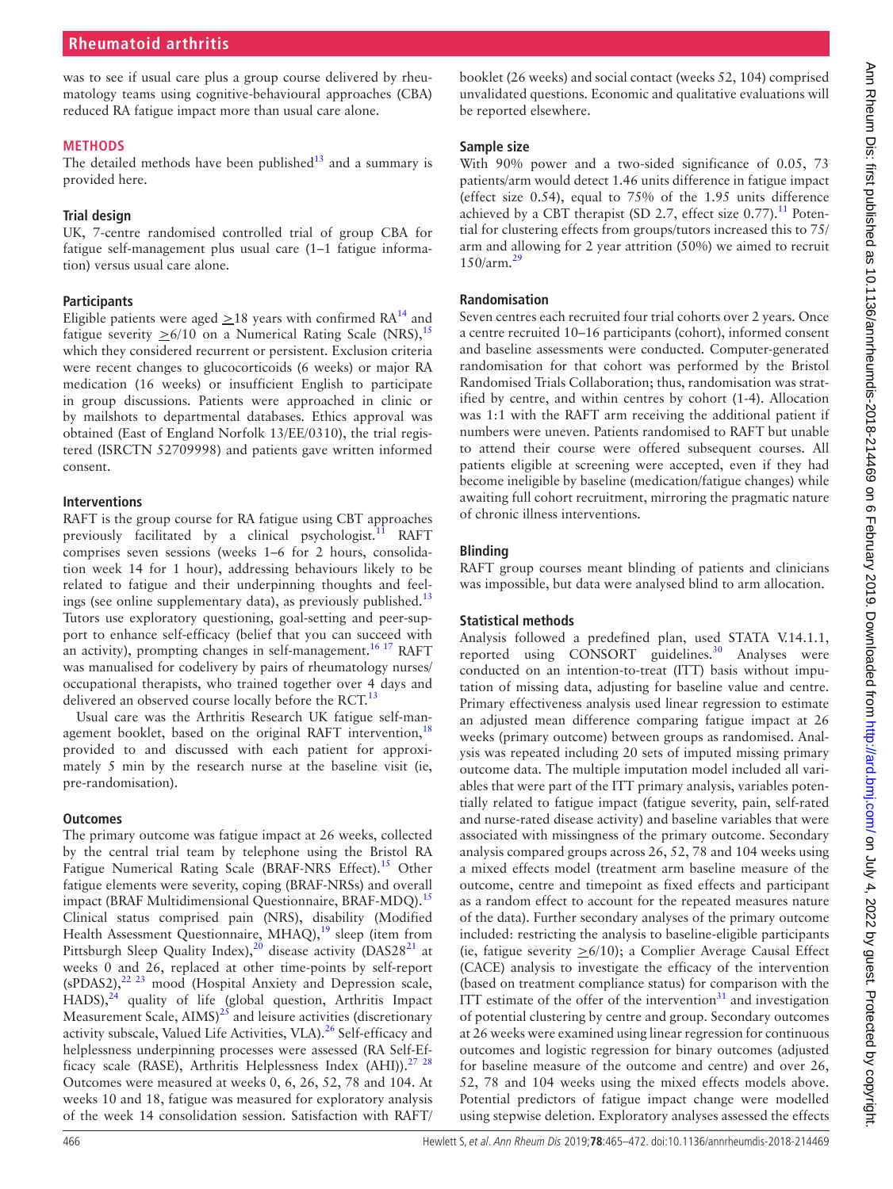was to see if usual care plus a group course delivered by rheumatology teams using cognitive-behavioural approaches (CBA) reduced RA fatigue impact more than usual care alone.

## Methods

The detailed methods have been published[13] and a summary is provided here.

### Trial design

UK, 7-centre randomised controlled trial of group CBA for fatigue self-management plus usual care (1–1 fatigue information) versus usual care alone.

### Participants

Eligible patients were aged ≥18 years with confirmed RA[14] and fatigue severity ≥6/10 on a Numerical Rating Scale (NRS),[15] which they considered recurrent or persistent. Exclusion criteria were recent changes to glucocorticoids (6 weeks) or major RA medication (16 weeks) or insufficient English to participate in group discussions. Patients were approached in clinic or by mailshots to departmental databases. Ethics approval was obtained (East of England Norfolk 13/EE/0310), the trial registered (ISRCTN 52709998) and patients gave written informed consent.

### Interventions

RAFT is the group course for RA fatigue using CBT approaches previously facilitated by a clinical psychologist.[11] RAFT comprises seven sessions (weeks 1–6 for 2 hours, consolidation week 14 for 1 hour), addressing behaviours likely to be related to fatigue and their underpinning thoughts and feelings (see online supplementary data), as previously published.[13] Tutors use exploratory questioning, goal-setting and peer-support to enhance self-efficacy (belief that you can succeed with an activity), prompting changes in self-management.[16 17] RAFT was manualised for codelivery by pairs of rheumatology nurses/occupational therapists, who trained together over 4 days and delivered an observed course locally before the RCT.[13]

Usual care was the Arthritis Research UK fatigue self-management booklet, based on the original RAFT intervention,[18] provided to and discussed with each patient for approximately 5 min by the research nurse at the baseline visit (ie, pre-randomisation).

### Outcomes

The primary outcome was fatigue impact at 26 weeks, collected by the central trial team by telephone using the Bristol RA Fatigue Numerical Rating Scale (BRAF-NRS Effect).[15] Other fatigue elements were severity, coping (BRAF-NRSs) and overall impact (BRAF Multidimensional Questionnaire, BRAF-MDQ).[15] Clinical status comprised pain (NRS), disability (Modified Health Assessment Questionnaire, MHAQ),[19] sleep (item from Pittsburgh Sleep Quality Index),[20] disease activity (DAS28[21] at weeks 0 and 26, replaced at other time-points by self-report (sPDAS2),[22 23] mood (Hospital Anxiety and Depression scale, HADS),[24] quality of life (global question, Arthritis Impact Measurement Scale, AIMS)[25] and leisure activities (discretionary activity subscale, Valued Life Activities, VLA).[26] Self-efficacy and helplessness underpinning processes were assessed (RA Self-Efficacy scale (RASE), Arthritis Helplessness Index (AHI)).[27 28] Outcomes were measured at weeks 0, 6, 26, 52, 78 and 104. At weeks 10 and 18, fatigue was measured for exploratory analysis of the week 14 consolidation session. Satisfaction with RAFT/booklet (26 weeks) and social contact (weeks 52, 104) comprised unvalidated questions. Economic and qualitative evaluations will be reported elsewhere.

### Sample size

With 90% power and a two-sided significance of 0.05, 73 patients/arm would detect 1.46 units difference in fatigue impact (effect size 0.54), equal to 75% of the 1.95 units difference achieved by a CBT therapist (SD 2.7, effect size 0.77).[11] Potential for clustering effects from groups/tutors increased this to 75/arm and allowing for 2 year attrition (50%) we aimed to recruit 150/arm.[29]

### Randomisation

Seven centres each recruited four trial cohorts over 2 years. Once a centre recruited 10–16 participants (cohort), informed consent and baseline assessments were conducted. Computer-generated randomisation for that cohort was performed by the Bristol Randomised Trials Collaboration; thus, randomisation was stratified by centre, and within centres by cohort (1-4). Allocation was 1:1 with the RAFT arm receiving the additional patient if numbers were uneven. Patients randomised to RAFT but unable to attend their course were offered subsequent courses. All patients eligible at screening were accepted, even if they had become ineligible by baseline (medication/fatigue changes) while awaiting full cohort recruitment, mirroring the pragmatic nature of chronic illness interventions.

### Blinding

RAFT group courses meant blinding of patients and clinicians was impossible, but data were analysed blind to arm allocation.

### Statistical methods

Analysis followed a predefined plan, used STATA V.14.1.1, reported using CONSORT guidelines.[30] Analyses were conducted on an intention-to-treat (ITT) basis without imputation of missing data, adjusting for baseline value and centre. Primary effectiveness analysis used linear regression to estimate an adjusted mean difference comparing fatigue impact at 26 weeks (primary outcome) between groups as randomised. Analysis was repeated including 20 sets of imputed missing primary outcome data. The multiple imputation model included all variables that were part of the ITT primary analysis, variables potentially related to fatigue impact (fatigue severity, pain, self-rated and nurse-rated disease activity) and baseline variables that were associated with missingness of the primary outcome. Secondary analysis compared groups across 26, 52, 78 and 104 weeks using a mixed effects model (treatment arm baseline measure of the outcome, centre and timepoint as fixed effects and participant as a random effect to account for the repeated measures nature of the data). Further secondary analyses of the primary outcome included: restricting the analysis to baseline-eligible participants (ie, fatigue severity ≥6/10); a Complier Average Causal Effect (CACE) analysis to investigate the efficacy of the intervention (based on treatment compliance status) for comparison with the ITT estimate of the offer of the intervention[31] and investigation of potential clustering by centre and group. Secondary outcomes at 26 weeks were examined using linear regression for continuous outcomes and logistic regression for binary outcomes (adjusted for baseline measure of the outcome and centre) and over 26, 52, 78 and 104 weeks using the mixed effects models above. Potential predictors of fatigue impact change were modelled using stepwise deletion. Exploratory analyses assessed the effects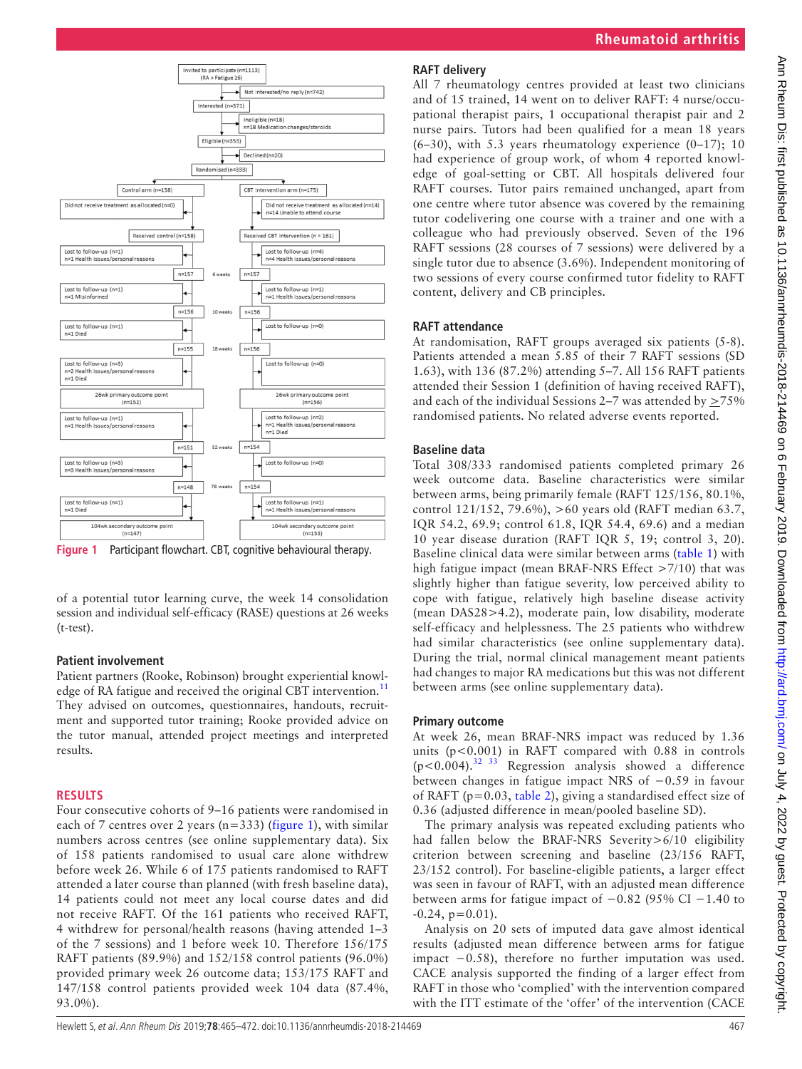Figure 1 Participant flowchart. CBT, cognitive behavioural therapy.

of a potential tutor learning curve, the week 14 consolidation session and individual self-efficacy (RASE) questions at 26 weeks (t-test).

### Patient involvement

Patient partners (Rooke, Robinson) brought experiential knowledge of RA fatigue and received the original CBT intervention.[11] They advised on outcomes, questionnaires, handouts, recruitment and supported tutor training; Rooke provided advice on the tutor manual, attended project meetings and interpreted results.

## RESULTS

Four consecutive cohorts of 9–16 patients were randomised in each of 7 centres over 2 years (n=333) (figure 1), with similar numbers across centres (see online supplementary data). Six of 158 patients randomised to usual care alone withdrew before week 26. While 6 of 175 patients randomised to RAFT attended a later course than planned (with fresh baseline data), 14 patients could not meet any local course dates and did not receive RAFT. Of the 161 patients who received RAFT, 4 withdrew for personal/health reasons (having attended 1–3 of the 7 sessions) and 1 before week 10. Therefore 156/175 RAFT patients (89.9%) and 152/158 control patients (96.0%) provided primary week 26 outcome data; 153/175 RAFT and 147/158 control patients provided week 104 data (87.4%, 93.0%).

### RAFT delivery

All 7 rheumatology centres provided at least two clinicians and of 15 trained, 14 went on to deliver RAFT: 4 nurse/occupational therapist pairs, 1 occupational therapist pair and 2 nurse pairs. Tutors had been qualified for a mean 18 years (6–30), with 5.3 years rheumatology experience (0–17); 10 had experience of group work, of whom 4 reported knowledge of goal-setting or CBT. All hospitals delivered four RAFT courses. Tutor pairs remained unchanged, apart from one centre where tutor absence was covered by the remaining tutor codelivering one course with a trainer and one with a colleague who had previously observed. Seven of the 196 RAFT sessions (28 courses of 7 sessions) were delivered by a single tutor due to absence (3.6%). Independent monitoring of two sessions of every course confirmed tutor fidelity to RAFT content, delivery and CB principles.

### RAFT attendance

At randomisation, RAFT groups averaged six patients (5-8). Patients attended a mean 5.85 of their 7 RAFT sessions (SD 1.63), with 136 (87.2%) attending 5–7. All 156 RAFT patients attended their Session 1 (definition of having received RAFT), and each of the individual Sessions 2–7 was attended by ≥75% randomised patients. No related adverse events reported.

### Baseline data

Total 308/333 randomised patients completed primary 26 week outcome data. Baseline characteristics were similar between arms, being primarily female (RAFT 125/156, 80.1%, control 121/152, 79.6%), >60 years old (RAFT median 63.7, IQR 54.2, 69.9; control 61.8, IQR 54.4, 69.6) and a median 10 year disease duration (RAFT IQR 5, 19; control 3, 20). Baseline clinical data were similar between arms (table 1) with high fatigue impact (mean BRAF-NRS Effect >7/10) that was slightly higher than fatigue severity, low perceived ability to cope with fatigue, relatively high baseline disease activity (mean DAS28>4.2), moderate pain, low disability, moderate self-efficacy and helplessness. The 25 patients who withdrew had similar characteristics (see online supplementary data). During the trial, normal clinical management meant patients had changes to major RA medications but this was not different between arms (see online supplementary data).

### Primary outcome

At week 26, mean BRAF-NRS impact was reduced by 1.36 units ($p<0.001$) in RAFT compared with 0.88 in controls ($p<0.004$).[32,33] Regression analysis showed a difference between changes in fatigue impact NRS of −0.59 in favour of RAFT ($p=0.03$, table 2), giving a standardised effect size of 0.36 (adjusted difference in mean/pooled baseline SD).

The primary analysis was repeated excluding patients who had fallen below the BRAF-NRS Severity>6/10 eligibility criterion between screening and baseline (23/156 RAFT, 23/152 control). For baseline-eligible patients, a larger effect was seen in favour of RAFT, with an adjusted mean difference between arms for fatigue impact of −0.82 (95% CI −1.40 to -0.24, $p=0.01$).

Analysis on 20 sets of imputed data gave almost identical results (adjusted mean difference between arms for fatigue impact −0.58), therefore no further imputation was used. CACE analysis supported the finding of a larger effect from RAFT in those who 'complied' with the intervention compared with the ITT estimate of the 'offer' of the intervention (CACE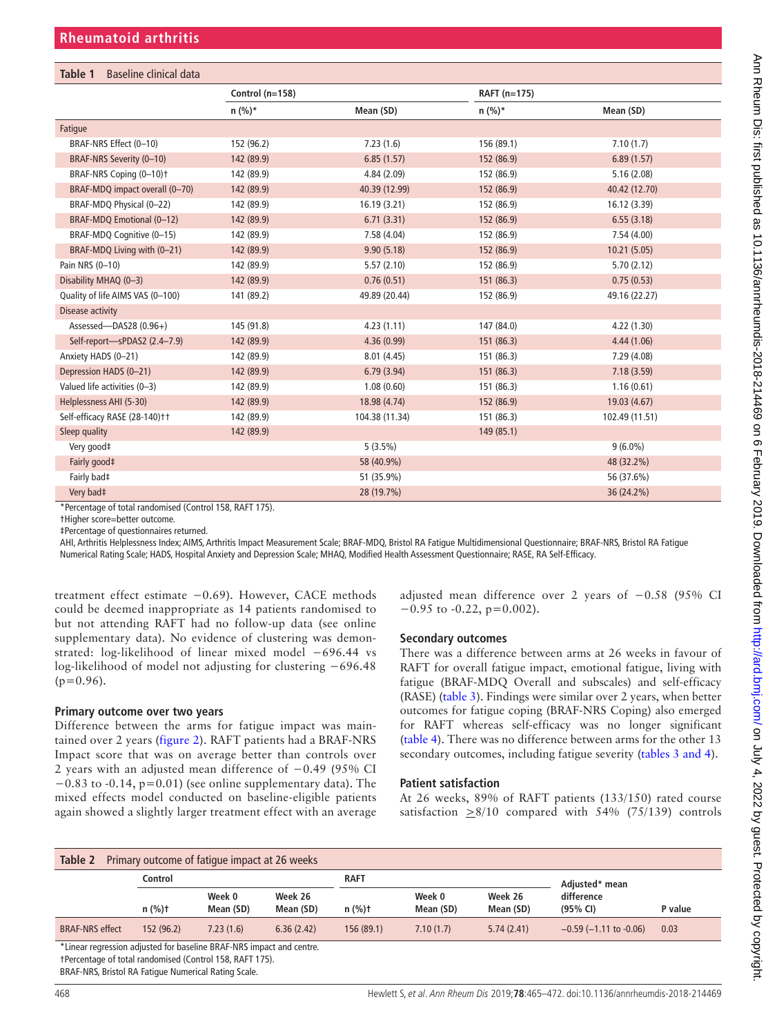**Table 1** Baseline clinical data

| | Control (n=158) | | RAFT (n=175) | |
|---|---|---|---|---|
| | n (%)* | Mean (SD) | n (%)* | Mean (SD) |
| Fatigue | | | | |
| BRAF-NRS Effect (0–10) | 152 (96.2) | 7.23 (1.6) | 156 (89.1) | 7.10 (1.7) |
| BRAF-NRS Severity (0–10) | 142 (89.9) | 6.85 (1.57) | 152 (86.9) | 6.89 (1.57) |
| BRAF-NRS Coping (0–10)† | 142 (89.9) | 4.84 (2.09) | 152 (86.9) | 5.16 (2.08) |
| BRAF-MDQ impact overall (0–70) | 142 (89.9) | 40.39 (12.99) | 152 (86.9) | 40.42 (12.70) |
| BRAF-MDQ Physical (0–22) | 142 (89.9) | 16.19 (3.21) | 152 (86.9) | 16.12 (3.39) |
| BRAF-MDQ Emotional (0–12) | 142 (89.9) | 6.71 (3.31) | 152 (86.9) | 6.55 (3.18) |
| BRAF-MDQ Cognitive (0–15) | 142 (89.9) | 7.58 (4.04) | 152 (86.9) | 7.54 (4.00) |
| BRAF-MDQ Living with (0–21) | 142 (89.9) | 9.90 (5.18) | 152 (86.9) | 10.21 (5.05) |
| Pain NRS (0–10) | 142 (89.9) | 5.57 (2.10) | 152 (86.9) | 5.70 (2.12) |
| Disability MHAQ (0–3) | 142 (89.9) | 0.76 (0.51) | 151 (86.3) | 0.75 (0.53) |
| Quality of life AIMS VAS (0–100) | 141 (89.2) | 49.89 (20.44) | 152 (86.9) | 49.16 (22.27) |
| Disease activity | | | | |
| Assessed—DAS28 (0.96+) | 145 (91.8) | 4.23 (1.11) | 147 (84.0) | 4.22 (1.30) |
| Self-report—sPDAS2 (2.4–7.9) | 142 (89.9) | 4.36 (0.99) | 151 (86.3) | 4.44 (1.06) |
| Anxiety HADS (0–21) | 142 (89.9) | 8.01 (4.45) | 151 (86.3) | 7.29 (4.08) |
| Depression HADS (0–21) | 142 (89.9) | 6.79 (3.94) | 151 (86.3) | 7.18 (3.59) |
| Valued life activities (0–3) | 142 (89.9) | 1.08 (0.60) | 151 (86.3) | 1.16 (0.61) |
| Helplessness AHI (5-30) | 142 (89.9) | 18.98 (4.74) | 152 (86.9) | 19.03 (4.67) |
| Self-efficacy RASE (28-140)†† | 142 (89.9) | 104.38 (11.34) | 151 (86.3) | 102.49 (11.51) |
| Sleep quality | 142 (89.9) | | 149 (85.1) | |
| Very good‡ | | 5 (3.5%) | | 9 (6.0%) |
| Fairly good‡ | | 58 (40.9%) | | 48 (32.2%) |
| Fairly bad‡ | | 51 (35.9%) | | 56 (37.6%) |
| Very bad‡ | | 28 (19.7%) | | 36 (24.2%) |

*Percentage of total randomised (Control 158, RAFT 175).
†Higher score=better outcome.
‡Percentage of questionnaires returned.
AHI, Arthritis Helplessness Index; AIMS, Arthritis Impact Measurement Scale; BRAF-MDQ, Bristol RA Fatigue Multidimensional Questionnaire; BRAF-NRS, Bristol RA Fatigue Numerical Rating Scale; HADS, Hospital Anxiety and Depression Scale; MHAQ, Modified Health Assessment Questionnaire; RASE, RA Self-Efficacy.

treatment effect estimate −0.69). However, CACE methods could be deemed inappropriate as 14 patients randomised to but not attending RAFT had no follow-up data (see online supplementary data). No evidence of clustering was demonstrated: log-likelihood of linear mixed model −696.44 vs log-likelihood of model not adjusting for clustering −696.48 (p=0.96).

### Primary outcome over two years

Difference between the arms for fatigue impact was maintained over 2 years (figure 2). RAFT patients had a BRAF-NRS Impact score that was on average better than controls over 2 years with an adjusted mean difference of −0.49 (95% CI −0.83 to -0.14, p=0.01) (see online supplementary data). The mixed effects model conducted on baseline-eligible patients again showed a slightly larger treatment effect with an average adjusted mean difference over 2 years of −0.58 (95% CI −0.95 to -0.22, p=0.002).

### Secondary outcomes

There was a difference between arms at 26 weeks in favour of RAFT for overall fatigue impact, emotional fatigue, living with fatigue (BRAF-MDQ Overall and subscales) and self-efficacy (RASE) (table 3). Findings were similar over 2 years, when better outcomes for fatigue coping (BRAF-NRS Coping) also emerged for RAFT whereas self-efficacy was no longer significant (table 4). There was no difference between arms for the other 13 secondary outcomes, including fatigue severity (tables 3 and 4).

### Patient satisfaction

At 26 weeks, 89% of RAFT patients (133/150) rated course satisfaction ≥8/10 compared with 54% (75/139) controls

**Table 2** Primary outcome of fatigue impact at 26 weeks

| | Control | | | RAFT | | | Adjusted* mean difference (95% CI) | P value |
|---|---|---|---|---|---|---|---|---|
| | n (%)† | Week 0 Mean (SD) | Week 26 Mean (SD) | n (%)† | Week 0 Mean (SD) | Week 26 Mean (SD) | | |
| BRAF-NRS effect | 152 (96.2) | 7.23 (1.6) | 6.36 (2.42) | 156 (89.1) | 7.10 (1.7) | 5.74 (2.41) | −0.59 (−1.11 to -0.06) | 0.03 |

*Linear regression adjusted for baseline BRAF-NRS impact and centre.
†Percentage of total randomised (Control 158, RAFT 175).
BRAF-NRS, Bristol RA Fatigue Numerical Rating Scale.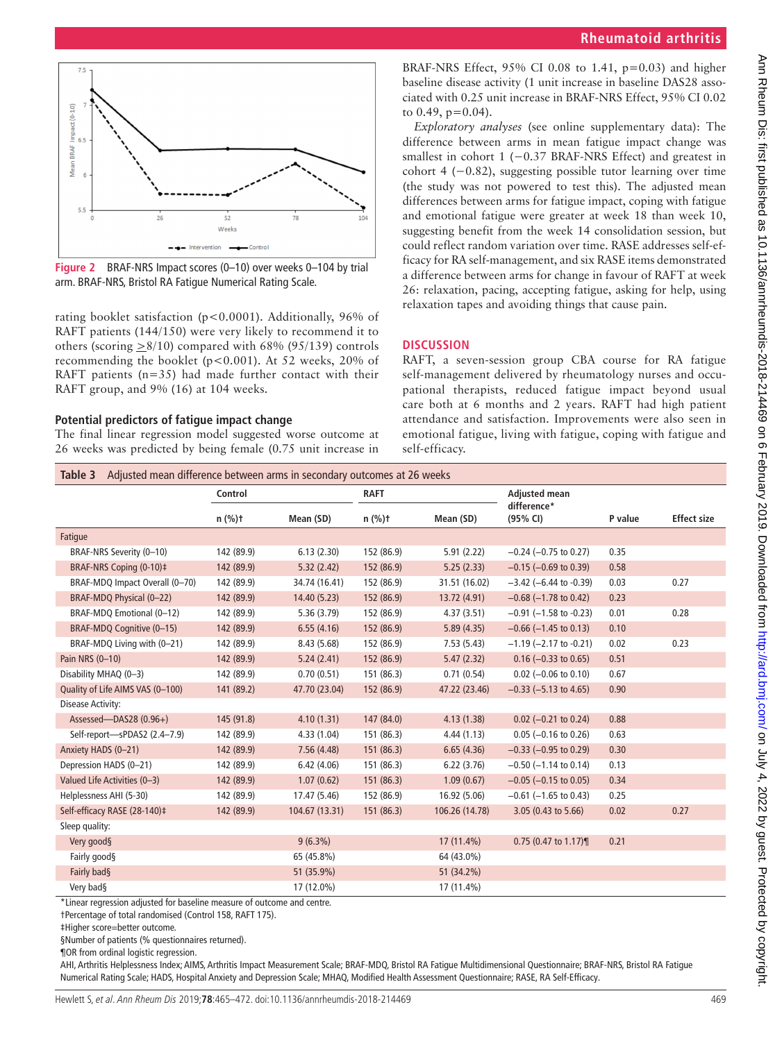Figure 2 BRAF-NRS Impact scores (0–10) over weeks 0–104 by trial arm. BRAF-NRS, Bristol RA Fatigue Numerical Rating Scale.

rating booklet satisfaction (p<0.0001). Additionally, 96% of RAFT patients (144/150) were very likely to recommend it to others (scoring ≥8/10) compared with 68% (95/139) controls recommending the booklet (p<0.001). At 52 weeks, 20% of RAFT patients (n=35) had made further contact with their RAFT group, and 9% (16) at 104 weeks.

### Potential predictors of fatigue impact change

The final linear regression model suggested worse outcome at 26 weeks was predicted by being female (0.75 unit increase in BRAF-NRS Effect, 95% CI 0.08 to 1.41, p=0.03) and higher baseline disease activity (1 unit increase in baseline DAS28 associated with 0.25 unit increase in BRAF-NRS Effect, 95% CI 0.02 to 0.49, p=0.04).

*Exploratory analyses* (see online supplementary data): The difference between arms in mean fatigue impact change was smallest in cohort 1 (−0.37 BRAF-NRS Effect) and greatest in cohort 4 (−0.82), suggesting possible tutor learning over time (the study was not powered to test this). The adjusted mean differences between arms for fatigue impact, coping with fatigue and emotional fatigue were greater at week 18 than week 10, suggesting benefit from the week 14 consolidation session, but could reflect random variation over time. RASE addresses self-efficacy for RA self-management, and six RASE items demonstrated a difference between arms for change in favour of RAFT at week 26: relaxation, pacing, accepting fatigue, asking for help, using relaxation tapes and avoiding things that cause pain.

## DISCUSSION

RAFT, a seven-session group CBA course for RA fatigue self-management delivered by rheumatology nurses and occupational therapists, reduced fatigue impact beyond usual care both at 6 months and 2 years. RAFT had high patient attendance and satisfaction. Improvements were also seen in emotional fatigue, living with fatigue, coping with fatigue and self-efficacy.

Table 3 Adjusted mean difference between arms in secondary outcomes at 26 weeks

| | Control | | RAFT | | Adjusted mean difference* | | |
|---|---|---|---|---|---|---|---|
| | n (%)† | Mean (SD) | n (%)† | Mean (SD) | (95% CI) | P value | Effect size |
| Fatigue | | | | | | | |
| BRAF-NRS Severity (0–10) | 142 (89.9) | 6.13 (2.30) | 152 (86.9) | 5.91 (2.22) | −0.24 (−0.75 to 0.27) | 0.35 | |
| BRAF-NRS Coping (0-10)‡ | 142 (89.9) | 5.32 (2.42) | 152 (86.9) | 5.25 (2.33) | −0.15 (−0.69 to 0.39) | 0.58 | |
| BRAF-MDQ Impact Overall (0–70) | 142 (89.9) | 34.74 (16.41) | 152 (86.9) | 31.51 (16.02) | −3.42 (−6.44 to -0.39) | 0.03 | 0.27 |
| BRAF-MDQ Physical (0–22) | 142 (89.9) | 14.40 (5.23) | 152 (86.9) | 13.72 (4.91) | −0.68 (−1.78 to 0.42) | 0.23 | |
| BRAF-MDQ Emotional (0–12) | 142 (89.9) | 5.36 (3.79) | 152 (86.9) | 4.37 (3.51) | −0.91 (−1.58 to -0.23) | 0.01 | 0.28 |
| BRAF-MDQ Cognitive (0–15) | 142 (89.9) | 6.55 (4.16) | 152 (86.9) | 5.89 (4.35) | −0.66 (−1.45 to 0.13) | 0.10 | |
| BRAF-MDQ Living with (0–21) | 142 (89.9) | 8.43 (5.68) | 152 (86.9) | 7.53 (5.43) | −1.19 (−2.17 to -0.21) | 0.02 | 0.23 |
| Pain NRS (0–10) | 142 (89.9) | 5.24 (2.41) | 152 (86.9) | 5.47 (2.32) | 0.16 (−0.33 to 0.65) | 0.51 | |
| Disability MHAQ (0–3) | 142 (89.9) | 0.70 (0.51) | 151 (86.3) | 0.71 (0.54) | 0.02 (−0.06 to 0.10) | 0.67 | |
| Quality of Life AIMS VAS (0–100) | 141 (89.2) | 47.70 (23.04) | 152 (86.9) | 47.22 (23.46) | −0.33 (−5.13 to 4.65) | 0.90 | |
| Disease Activity: | | | | | | | |
| Assessed—DAS28 (0.96+) | 145 (91.8) | 4.10 (1.31) | 147 (84.0) | 4.13 (1.38) | 0.02 (−0.21 to 0.24) | 0.88 | |
| Self-report—sPDAS2 (2.4–7.9) | 142 (89.9) | 4.33 (1.04) | 151 (86.3) | 4.44 (1.13) | 0.05 (−0.16 to 0.26) | 0.63 | |
| Anxiety HADS (0–21) | 142 (89.9) | 7.56 (4.48) | 151 (86.3) | 6.65 (4.36) | −0.33 (−0.95 to 0.29) | 0.30 | |
| Depression HADS (0–21) | 142 (89.9) | 6.42 (4.06) | 151 (86.3) | 6.22 (3.76) | −0.50 (−1.14 to 0.14) | 0.13 | |
| Valued Life Activities (0–3) | 142 (89.9) | 1.07 (0.62) | 151 (86.3) | 1.09 (0.67) | −0.05 (−0.15 to 0.05) | 0.34 | |
| Helplessness AHI (5-30) | 142 (89.9) | 17.47 (5.46) | 152 (86.9) | 16.92 (5.06) | −0.61 (−1.65 to 0.43) | 0.25 | |
| Self-efficacy RASE (28-140)‡ | 142 (89.9) | 104.67 (13.31) | 151 (86.3) | 106.26 (14.78) | 3.05 (0.43 to 5.66) | 0.02 | 0.27 |
| Sleep quality: | | | | | | | |
| Very good§ | | 9 (6.3%) | | 17 (11.4%) | 0.75 (0.47 to 1.17)¶ | 0.21 | |
| Fairly good§ | | 65 (45.8%) | | 64 (43.0%) | | | |
| Fairly bad§ | | 51 (35.9%) | | 51 (34.2%) | | | |
| Very bad§ | | 17 (12.0%) | | 17 (11.4%) | | | |

*Linear regression adjusted for baseline measure of outcome and centre.

†Percentage of total randomised (Control 158, RAFT 175).

‡Higher score=better outcome.

§Number of patients (% questionnaires returned).

¶OR from ordinal logistic regression.

AHI, Arthritis Helplessness Index; AIMS, Arthritis Impact Measurement Scale; BRAF-MDQ, Bristol RA Fatigue Multidimensional Questionnaire; BRAF-NRS, Bristol RA Fatigue Numerical Rating Scale; HADS, Hospital Anxiety and Depression Scale; MHAQ, Modified Health Assessment Questionnaire; RASE, RA Self-Efficacy.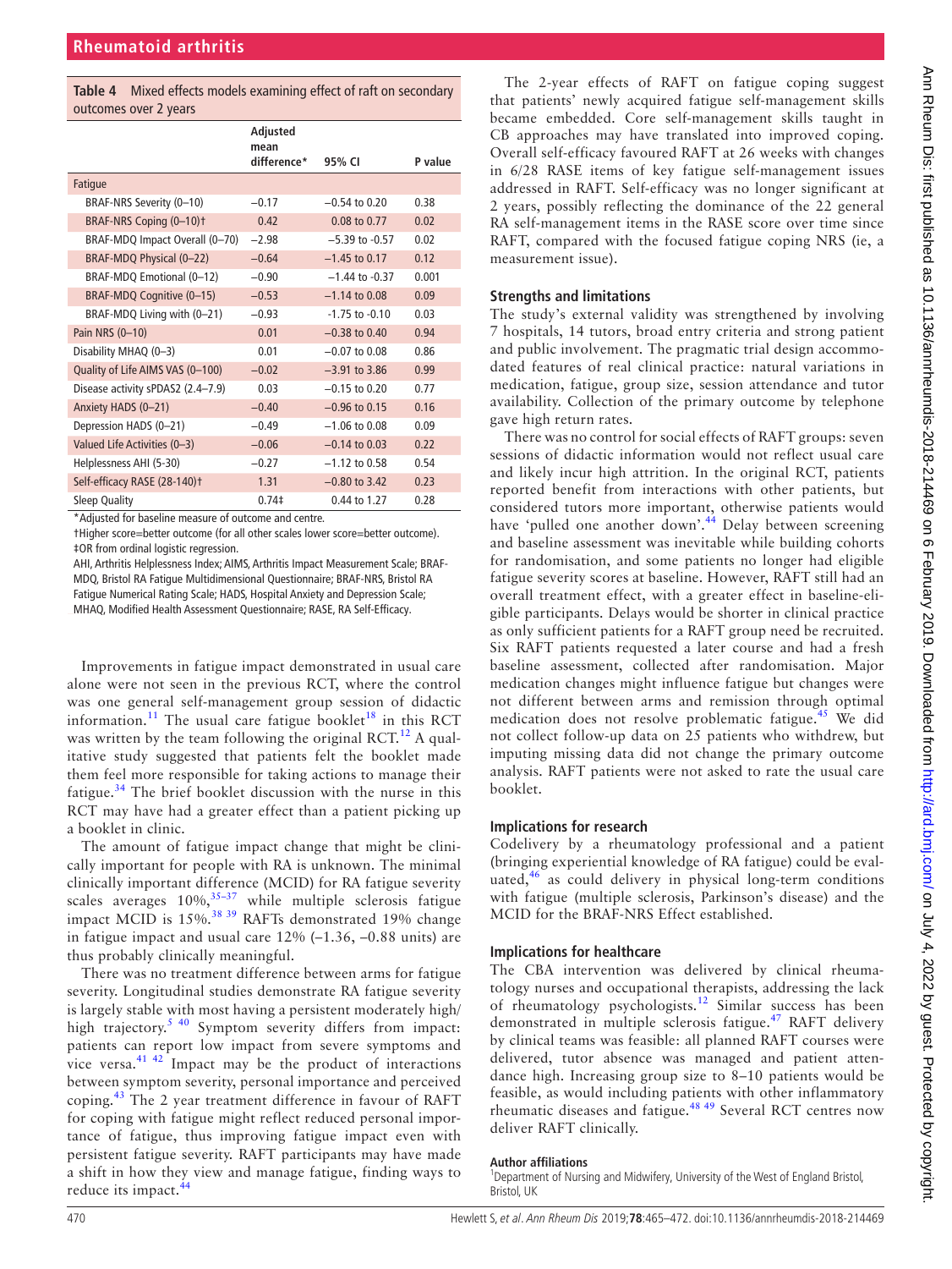**Table 4** Mixed effects models examining effect of raft on secondary outcomes over 2 years

| | Adjusted mean difference* | 95% CI | P value |
|---|---|---|---|
| Fatigue | | | |
| BRAF-NRS Severity (0–10) | −0.17 | −0.54 to 0.20 | 0.38 |
| BRAF-NRS Coping (0–10)† | 0.42 | 0.08 to 0.77 | 0.02 |
| BRAF-MDQ Impact Overall (0–70) | −2.98 | −5.39 to -0.57 | 0.02 |
| BRAF-MDQ Physical (0–22) | −0.64 | −1.45 to 0.17 | 0.12 |
| BRAF-MDQ Emotional (0–12) | −0.90 | −1.44 to -0.37 | 0.001 |
| BRAF-MDQ Cognitive (0–15) | −0.53 | −1.14 to 0.08 | 0.09 |
| BRAF-MDQ Living with (0–21) | −0.93 | -1.75 to -0.10 | 0.03 |
| Pain NRS (0–10) | 0.01 | −0.38 to 0.40 | 0.94 |
| Disability MHAQ (0–3) | 0.01 | −0.07 to 0.08 | 0.86 |
| Quality of Life AIMS VAS (0–100) | −0.02 | −3.91 to 3.86 | 0.99 |
| Disease activity sPDAS2 (2.4–7.9) | 0.03 | −0.15 to 0.20 | 0.77 |
| Anxiety HADS (0–21) | −0.40 | −0.96 to 0.15 | 0.16 |
| Depression HADS (0–21) | −0.49 | −1.06 to 0.08 | 0.09 |
| Valued Life Activities (0–3) | −0.06 | −0.14 to 0.03 | 0.22 |
| Helplessness AHI (5-30) | −0.27 | −1.12 to 0.58 | 0.54 |
| Self-efficacy RASE (28-140)† | 1.31 | −0.80 to 3.42 | 0.23 |
| Sleep Quality | 0.74‡ | 0.44 to 1.27 | 0.28 |

*Adjusted for baseline measure of outcome and centre.
†Higher score=better outcome (for all other scales lower score=better outcome).
‡OR from ordinal logistic regression.
AHI, Arthritis Helplessness Index; AIMS, Arthritis Impact Measurement Scale; BRAF-MDQ, Bristol RA Fatigue Multidimensional Questionnaire; BRAF-NRS, Bristol RA Fatigue Numerical Rating Scale; HADS, Hospital Anxiety and Depression Scale; MHAQ, Modified Health Assessment Questionnaire; RASE, RA Self-Efficacy.

Improvements in fatigue impact demonstrated in usual care alone were not seen in the previous RCT, where the control was one general self-management group session of didactic information.[11] The usual care fatigue booklet[18] in this RCT was written by the team following the original RCT.[12] A qualitative study suggested that patients felt the booklet made them feel more responsible for taking actions to manage their fatigue.[34] The brief booklet discussion with the nurse in this RCT may have had a greater effect than a patient picking up a booklet in clinic.

The amount of fatigue impact change that might be clinically important for people with RA is unknown. The minimal clinically important difference (MCID) for RA fatigue severity scales averages 10%,[35–37] while multiple sclerosis fatigue impact MCID is 15%.[38 39] RAFTs demonstrated 19% change in fatigue impact and usual care 12% (−1.36, −0.88 units) are thus probably clinically meaningful.

There was no treatment difference between arms for fatigue severity. Longitudinal studies demonstrate RA fatigue severity is largely stable with most having a persistent moderately high/high trajectory.[5 40] Symptom severity differs from impact: patients can report low impact from severe symptoms and vice versa.[41 42] Impact may be the product of interactions between symptom severity, personal importance and perceived coping.[43] The 2 year treatment difference in favour of RAFT for coping with fatigue might reflect reduced personal importance of fatigue, thus improving fatigue impact even with persistent fatigue severity. RAFT participants may have made a shift in how they view and manage fatigue, finding ways to reduce its impact.[44]

The 2-year effects of RAFT on fatigue coping suggest that patients' newly acquired fatigue self-management skills became embedded. Core self-management skills taught in CB approaches may have translated into improved coping. Overall self-efficacy favoured RAFT at 26 weeks with changes in 6/28 RASE items of key fatigue self-management issues addressed in RAFT. Self-efficacy was no longer significant at 2 years, possibly reflecting the dominance of the 22 general RA self-management items in the RASE score over time since RAFT, compared with the focused fatigue coping NRS (ie, a measurement issue).

## Strengths and limitations

The study's external validity was strengthened by involving 7 hospitals, 14 tutors, broad entry criteria and strong patient and public involvement. The pragmatic trial design accommodated features of real clinical practice: natural variations in medication, fatigue, group size, session attendance and tutor availability. Collection of the primary outcome by telephone gave high return rates.

There was no control for social effects of RAFT groups: seven sessions of didactic information would not reflect usual care and likely incur high attrition. In the original RCT, patients reported benefit from interactions with other patients, but considered tutors more important, otherwise patients would have 'pulled one another down'.[44] Delay between screening and baseline assessment was inevitable while building cohorts for randomisation, and some patients no longer had eligible fatigue severity scores at baseline. However, RAFT still had an overall treatment effect, with a greater effect in baseline-eligible participants. Delays would be shorter in clinical practice as only sufficient patients for a RAFT group need be recruited. Six RAFT patients requested a later course and had a fresh baseline assessment, collected after randomisation. Major medication changes might influence fatigue but changes were not different between arms and remission through optimal medication does not resolve problematic fatigue.[45] We did not collect follow-up data on 25 patients who withdrew, but imputing missing data did not change the primary outcome analysis. RAFT patients were not asked to rate the usual care booklet.

## Implications for research

Codelivery by a rheumatology professional and a patient (bringing experiential knowledge of RA fatigue) could be evaluated,[46] as could delivery in physical long-term conditions with fatigue (multiple sclerosis, Parkinson's disease) and the MCID for the BRAF-NRS Effect established.

## Implications for healthcare

The CBA intervention was delivered by clinical rheumatology nurses and occupational therapists, addressing the lack of rheumatology psychologists.[12] Similar success has been demonstrated in multiple sclerosis fatigue.[47] RAFT delivery by clinical teams was feasible: all planned RAFT courses were delivered, tutor absence was managed and patient attendance high. Increasing group size to 8–10 patients would be feasible, as would including patients with other inflammatory rheumatic diseases and fatigue.[48 49] Several RCT centres now deliver RAFT clinically.

**Author affiliations**
[1]Department of Nursing and Midwifery, University of the West of England Bristol, Bristol, UK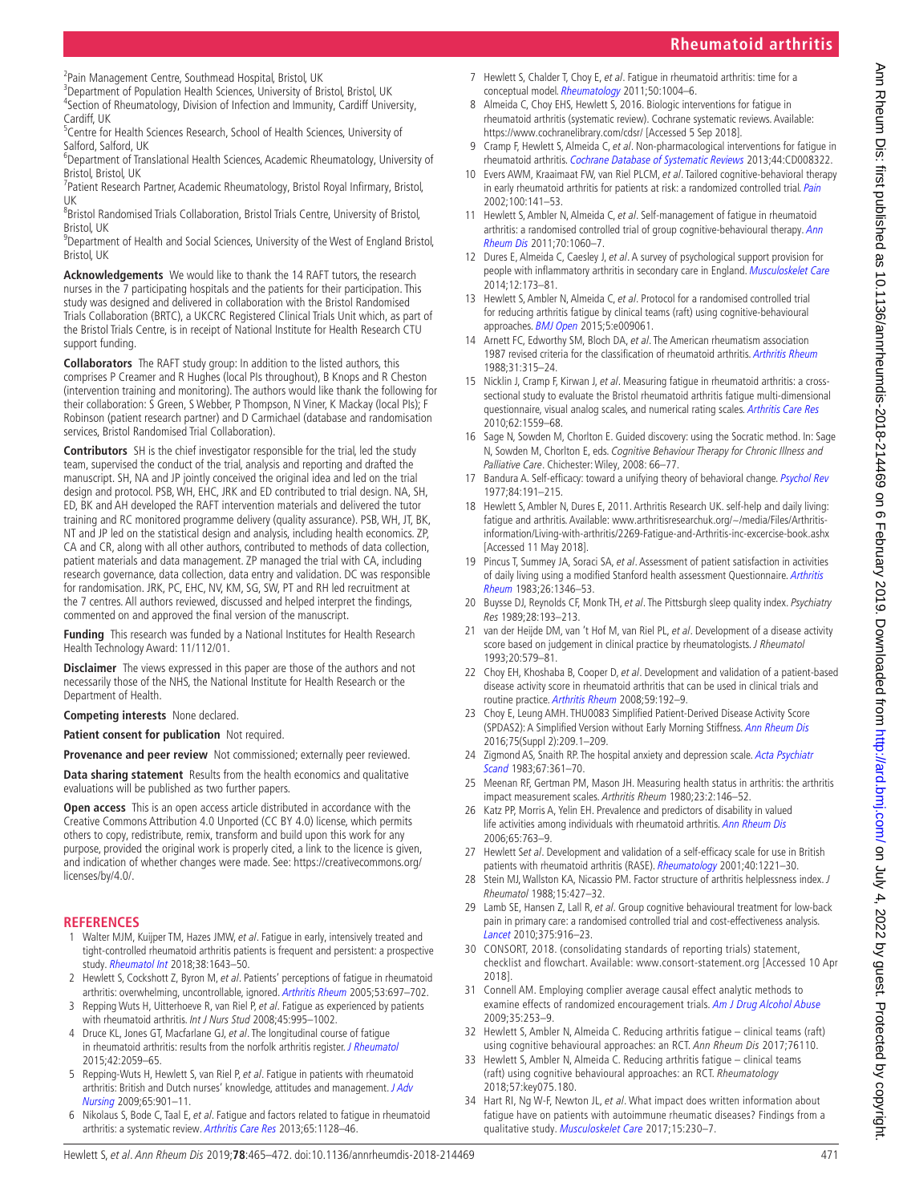[2]Pain Management Centre, Southmead Hospital, Bristol, UK
[3]Department of Population Health Sciences, University of Bristol, Bristol, UK
[4]Section of Rheumatology, Division of Infection and Immunity, Cardiff University, Cardiff, UK
[5]Centre for Health Sciences Research, School of Health Sciences, University of Salford, Salford, UK
[6]Department of Translational Health Sciences, Academic Rheumatology, University of Bristol, Bristol, UK
[7]Patient Research Partner, Academic Rheumatology, Bristol Royal Infirmary, Bristol, UK
[8]Bristol Randomised Trials Collaboration, Bristol Trials Centre, University of Bristol, Bristol, UK
[9]Department of Health and Social Sciences, University of the West of England Bristol, Bristol, UK

**Acknowledgements** We would like to thank the 14 RAFT tutors, the research nurses in the 7 participating hospitals and the patients for their participation. This study was designed and delivered in collaboration with the Bristol Randomised Trials Collaboration (BRTC), a UKCRC Registered Clinical Trials Unit which, as part of the Bristol Trials Centre, is in receipt of National Institute for Health Research CTU support funding.

**Collaborators** The RAFT study group: In addition to the listed authors, this comprises P Creamer and R Hughes (local PIs throughout), B Knops and R Cheston (intervention training and monitoring). The authors would like thank the following for their collaboration: S Green, S Webber, P Thompson, N Viner, K Mackay (local PIs); F Robinson (patient research partner) and D Carmichael (database and randomisation services, Bristol Randomised Trial Collaboration).

**Contributors** SH is the chief investigator responsible for the trial, led the study team, supervised the conduct of the trial, analysis and reporting and drafted the manuscript. SH, NA and JP jointly conceived the original idea and led on the trial design and protocol. PSB, WH, EHC, JRK and ED contributed to trial design. NA, SH, ED, BK and AH developed the RAFT intervention materials and delivered the tutor training and RC monitored programme delivery (quality assurance). PSB, WH, JT, BK, NT and JP led on the statistical design and analysis, including health economics. ZP, CA and CR, along with all other authors, contributed to methods of data collection, patient materials and data management. ZP managed the trial with CA, including research governance, data collection, data entry and validation. DC was responsible for randomisation. JRK, PC, EHC, NV, KM, SG, SW, PT and RH led recruitment at the 7 centres. All authors reviewed, discussed and helped interpret the findings, commented on and approved the final version of the manuscript.

**Funding** This research was funded by a National Institutes for Health Research Health Technology Award: 11/112/01.

**Disclaimer** The views expressed in this paper are those of the authors and not necessarily those of the NHS, the National Institute for Health Research or the Department of Health.

**Competing interests** None declared.

**Patient consent for publication** Not required.

**Provenance and peer review** Not commissioned; externally peer reviewed.

**Data sharing statement** Results from the health economics and qualitative evaluations will be published as two further papers.

**Open access** This is an open access article distributed in accordance with the Creative Commons Attribution 4.0 Unported (CC BY 4.0) license, which permits others to copy, redistribute, remix, transform and build upon this work for any purpose, provided the original work is properly cited, a link to the licence is given, and indication of whether changes were made. See: https://creativecommons.org/licenses/by/4.0/.

## REFERENCES

1. Walter MJM, Kuijper TM, Hazes JMW, *et al*. Fatigue in early, intensively treated and tight-controlled rheumatoid arthritis patients is frequent and persistent: a prospective study. *Rheumatol Int* 2018;38:1643–50.
2. Hewlett S, Cockshott Z, Byron M, *et al*. Patients' perceptions of fatigue in rheumatoid arthritis: overwhelming, uncontrollable, ignored. *Arthritis Rheum* 2005;53:697–702.
3. Repping Wuts H, Uitterhoeve R, van Riel P, *et al*. Fatigue as experienced by patients with rheumatoid arthritis. *Int J Nurs Stud* 2008;45:995–1002.
4. Druce KL, Jones GT, Macfarlane GJ, *et al*. The longitudinal course of fatigue in rheumatoid arthritis: results from the norfolk arthritis register. *J Rheumatol* 2015;42:2059–65.
5. Repping-Wuts H, Hewlett S, van Riel P, *et al*. Fatigue in patients with rheumatoid arthritis: British and Dutch nurses' knowledge, attitudes and management. *J Adv Nursing* 2009;65:901–11.
6. Nikolaus S, Bode C, Taal E, *et al*. Fatigue and factors related to fatigue in rheumatoid arthritis: a systematic review. *Arthritis Care Res* 2013;65:1128–46.
7. Hewlett S, Chalder T, Choy E, *et al*. Fatigue in rheumatoid arthritis: time for a conceptual model. *Rheumatology* 2011;50:1004–6.
8. Almeida C, Choy EHS, Hewlett S, 2016. Biologic interventions for fatigue in rheumatoid arthritis (systematic review). Cochrane systematic reviews. Available: https://www.cochranelibrary.com/cdsr/ [Accessed 5 Sep 2018].
9. Cramp F, Hewlett S, Almeida C, *et al*. Non-pharmacological interventions for fatigue in rheumatoid arthritis. *Cochrane Database of Systematic Reviews* 2013;44:CD008322.
10. Evers AWM, Kraaimaat FW, van Riel PLCM, *et al*. Tailored cognitive-behavioral therapy in early rheumatoid arthritis for patients at risk: a randomized controlled trial. *Pain* 2002;100:141–53.
11. Hewlett S, Ambler N, Almeida C, *et al*. Self-management of fatigue in rheumatoid arthritis: a randomised controlled trial of group cognitive-behavioural therapy. *Ann Rheum Dis* 2011;70:1060–7.
12. Dures E, Almeida C, Caesley J, *et al*. A survey of psychological support provision for people with inflammatory arthritis in secondary care in England. *Musculoskelet Care* 2014;12:173–81.
13. Hewlett S, Ambler N, Almeida C, *et al*. Protocol for a randomised controlled trial for reducing arthritis fatigue by clinical teams (raft) using cognitive-behavioural approaches. *BMJ Open* 2015;5:e009061.
14. Arnett FC, Edworthy SM, Bloch DA, *et al*. The American rheumatism association 1987 revised criteria for the classification of rheumatoid arthritis. *Arthritis Rheum* 1988;31:315–24.
15. Nicklin J, Cramp F, Kirwan J, *et al*. Measuring fatigue in rheumatoid arthritis: a cross-sectional study to evaluate the Bristol rheumatoid arthritis fatigue multi-dimensional questionnaire, visual analog scales, and numerical rating scales. *Arthritis Care Res* 2010;62:1559–68.
16. Sage N, Sowden M, Chorlton E. Guided discovery: using the Socratic method. In: Sage N, Sowden M, Chorlton E, eds. *Cognitive Behaviour Therapy for Chronic Illness and Palliative Care*. Chichester: Wiley, 2008: 66–77.
17. Bandura A. Self-efficacy: toward a unifying theory of behavioral change. *Psychol Rev* 1977;84:191–215.
18. Hewlett S, Ambler N, Dures E, 2011. Arthritis Research UK. self-help and daily living: fatigue and arthritis. Available: www.arthritisresearchuk.org/~/media/Files/Arthritis-information/Living-with-arthritis/2269-Fatigue-and-Arthritis-inc-excercise-book.ashx [Accessed 11 May 2018].
19. Pincus T, Summey JA, Soraci SA, *et al*. Assessment of patient satisfaction in activities of daily living using a modified Stanford health assessment Questionnaire. *Arthritis Rheum* 1983;26:1346–53.
20. Buysse DJ, Reynolds CF, Monk TH, *et al*. The Pittsburgh sleep quality index. *Psychiatry Res* 1989;28:193–213.
21. van der Heijde DM, van 't Hof M, van Riel PL, *et al*. Development of a disease activity score based on judgement in clinical practice by rheumatologists. *J Rheumatol* 1993;20:579–81.
22. Choy EH, Khoshaba B, Cooper D, *et al*. Development and validation of a patient-based disease activity score in rheumatoid arthritis that can be used in clinical trials and routine practice. *Arthritis Rheum* 2008;59:192–9.
23. Choy E, Leung AMH. THU0083 Simplified Patient-Derived Disease Activity Score (SPDAS2): A Simplified Version without Early Morning Stiffness. *Ann Rheum Dis* 2016;75(Suppl 2):209.1–209.
24. Zigmond AS, Snaith RP. The hospital anxiety and depression scale. *Acta Psychiatr Scand* 1983;67:361–70.
25. Meenan RF, Gertman PM, Mason JH. Measuring health status in arthritis: the arthritis impact measurement scales. *Arthritis Rheum* 1980;23:2:146–52.
26. Katz PP, Morris A, Yelin EH. Prevalence and predictors of disability in valued life activities among individuals with rheumatoid arthritis. *Ann Rheum Dis* 2006;65:763–9.
27. Hewlett S*et al*. Development and validation of a self-efficacy scale for use in British patients with rheumatoid arthritis (RASE). *Rheumatology* 2001;40:1221–30.
28. Stein MJ, Wallston KA, Nicassio PM. Factor structure of arthritis helplessness index. *J Rheumatol* 1988;15:427–32.
29. Lamb SE, Hansen Z, Lall R, *et al*. Group cognitive behavioural treatment for low-back pain in primary care: a randomised controlled trial and cost-effectiveness analysis. *Lancet* 2010;375:916–23.
30. CONSORT, 2018. (consolidating standards of reporting trials) statement, checklist and flowchart. Available: www.consort-statement.org [Accessed 10 Apr 2018].
31. Connell AM. Employing complier average causal effect analytic methods to examine effects of randomized encouragement trials. *Am J Drug Alcohol Abuse* 2009;35:253–9.
32. Hewlett S, Ambler N, Almeida C. Reducing arthritis fatigue – clinical teams (raft) using cognitive behavioural approaches: an RCT. *Ann Rheum Dis* 2017;76110.
33. Hewlett S, Ambler N, Almeida C. Reducing arthritis fatigue – clinical teams (raft) using cognitive behavioural approaches: an RCT. *Rheumatology* 2018;57:key075.180.
34. Hart RI, Ng W-F, Newton JL, *et al*. What impact does written information about fatigue have on patients with autoimmune rheumatic diseases? Findings from a qualitative study. *Musculoskelet Care* 2017;15:230–7.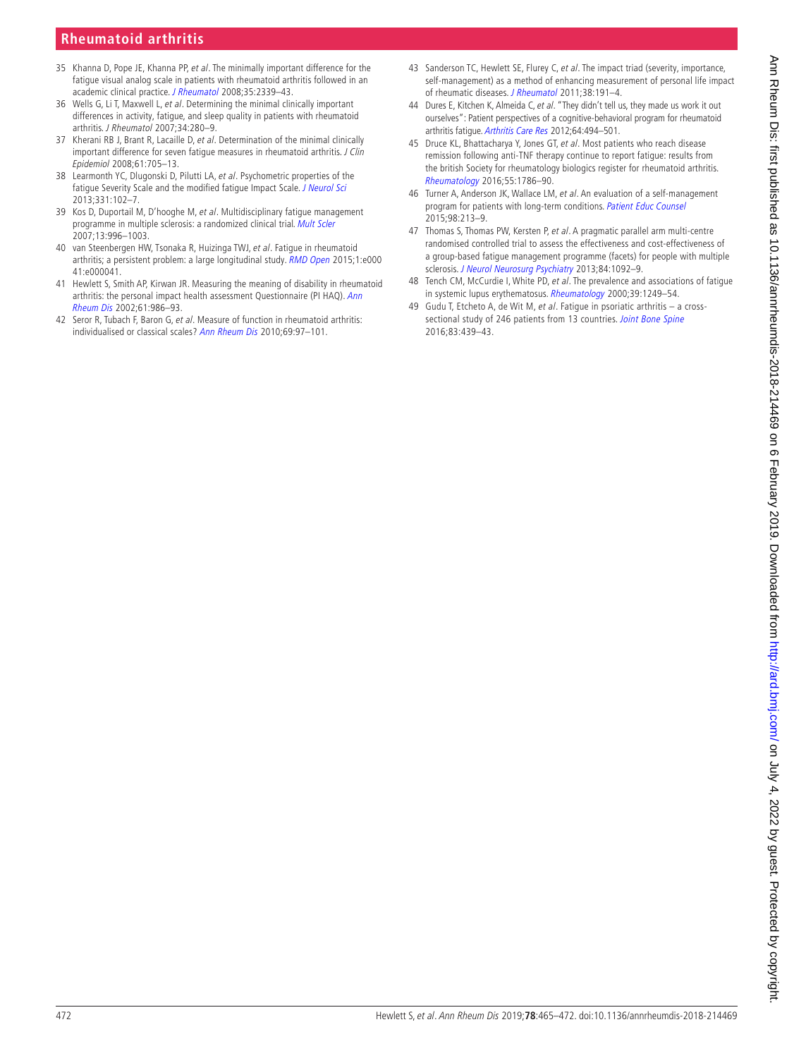35 Khanna D, Pope JE, Khanna PP, *et al*. The minimally important difference for the fatigue visual analog scale in patients with rheumatoid arthritis followed in an academic clinical practice. *J Rheumatol* 2008;35:2339–43.

36 Wells G, Li T, Maxwell L, *et al*. Determining the minimal clinically important differences in activity, fatigue, and sleep quality in patients with rheumatoid arthritis. *J Rheumatol* 2007;34:280–9.

37 Kherani RB J, Brant R, Lacaille D, *et al*. Determination of the minimal clinically important difference for seven fatigue measures in rheumatoid arthritis. *J Clin Epidemiol* 2008;61:705–13.

38 Learmonth YC, Dlugonski D, Pilutti LA, *et al*. Psychometric properties of the fatigue Severity Scale and the modified fatigue Impact Scale. *J Neurol Sci* 2013;331:102–7.

39 Kos D, Duportail M, D'hooghe M, *et al*. Multidisciplinary fatigue management programme in multiple sclerosis: a randomized clinical trial. *Mult Scler* 2007;13:996–1003.

40 van Steenbergen HW, Tsonaka R, Huizinga TWJ, *et al*. Fatigue in rheumatoid arthritis; a persistent problem: a large longitudinal study. *RMD Open* 2015;1:e000041:e000041.

41 Hewlett S, Smith AP, Kirwan JR. Measuring the meaning of disability in rheumatoid arthritis: the personal impact health assessment Questionnaire (PI HAQ). *Ann Rheum Dis* 2002;61:986–93.

42 Seror R, Tubach F, Baron G, *et al*. Measure of function in rheumatoid arthritis: individualised or classical scales? *Ann Rheum Dis* 2010;69:97–101.

43 Sanderson TC, Hewlett SE, Flurey C, *et al*. The impact triad (severity, importance, self-management) as a method of enhancing measurement of personal life impact of rheumatic diseases. *J Rheumatol* 2011;38:191–4.

44 Dures E, Kitchen K, Almeida C, *et al*. "They didn't tell us, they made us work it out ourselves": Patient perspectives of a cognitive-behavioral program for rheumatoid arthritis fatigue. *Arthritis Care Res* 2012;64:494–501.

45 Druce KL, Bhattacharya Y, Jones GT, *et al*. Most patients who reach disease remission following anti-TNF therapy continue to report fatigue: results from the british Society for rheumatology biologics register for rheumatoid arthritis. *Rheumatology* 2016;55:1786–90.

46 Turner A, Anderson JK, Wallace LM, *et al*. An evaluation of a self-management program for patients with long-term conditions. *Patient Educ Counsel* 2015;98:213–9.

47 Thomas S, Thomas PW, Kersten P, *et al*. A pragmatic parallel arm multi-centre randomised controlled trial to assess the effectiveness and cost-effectiveness of a group-based fatigue management programme (facets) for people with multiple sclerosis. *J Neurol Neurosurg Psychiatry* 2013;84:1092–9.

48 Tench CM, McCurdie I, White PD, *et al*. The prevalence and associations of fatigue in systemic lupus erythematosus. *Rheumatology* 2000;39:1249–54.

49 Gudu T, Etcheto A, de Wit M, *et al*. Fatigue in psoriatic arthritis – a cross-sectional study of 246 patients from 13 countries. *Joint Bone Spine* 2016;83:439–43.